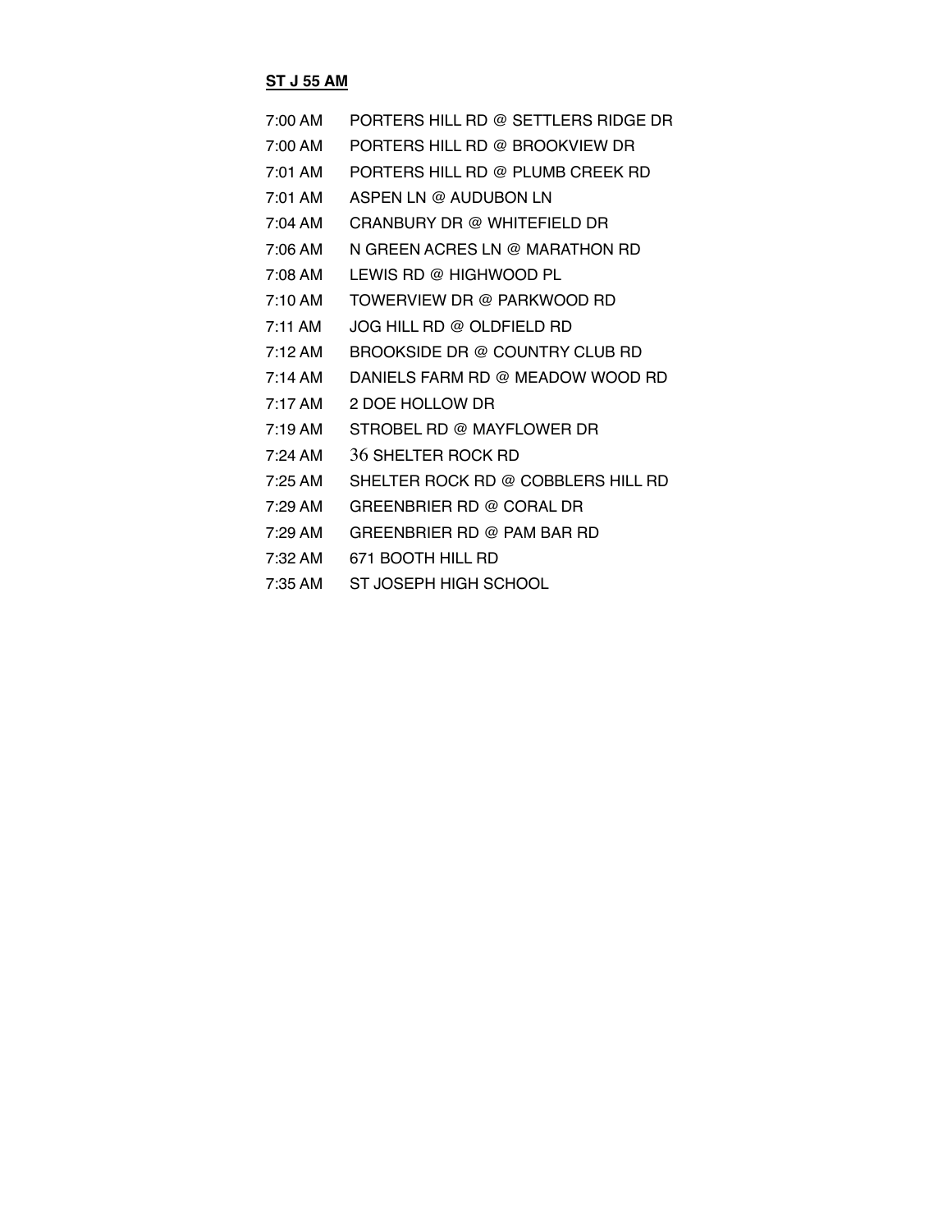**ST J 55 AM**

| | |
|---|---|
| 7:00 AM | PORTERS HILL RD @ SETTLERS RIDGE DR |
| 7:00 AM | PORTERS HILL RD @ BROOKVIEW DR |
| 7:01 AM | PORTERS HILL RD @ PLUMB CREEK RD |
| 7:01 AM | ASPEN LN @ AUDUBON LN |
| 7:04 AM | CRANBURY DR @ WHITEFIELD DR |
| 7:06 AM | N GREEN ACRES LN @ MARATHON RD |
| 7:08 AM | LEWIS RD @ HIGHWOOD PL |
| 7:10 AM | TOWERVIEW DR @ PARKWOOD RD |
| 7:11 AM | JOG HILL RD @ OLDFIELD RD |
| 7:12 AM | BROOKSIDE DR @ COUNTRY CLUB RD |
| 7:14 AM | DANIELS FARM RD @ MEADOW WOOD RD |
| 7:17 AM | 2 DOE HOLLOW DR |
| 7:19 AM | STROBEL RD @ MAYFLOWER DR |
| 7:24 AM | 36 SHELTER ROCK RD |
| 7:25 AM | SHELTER ROCK RD @ COBBLERS HILL RD |
| 7:29 AM | GREENBRIER RD @ CORAL DR |
| 7:29 AM | GREENBRIER RD @ PAM BAR RD |
| 7:32 AM | 671 BOOTH HILL RD |
| 7:35 AM | ST JOSEPH HIGH SCHOOL |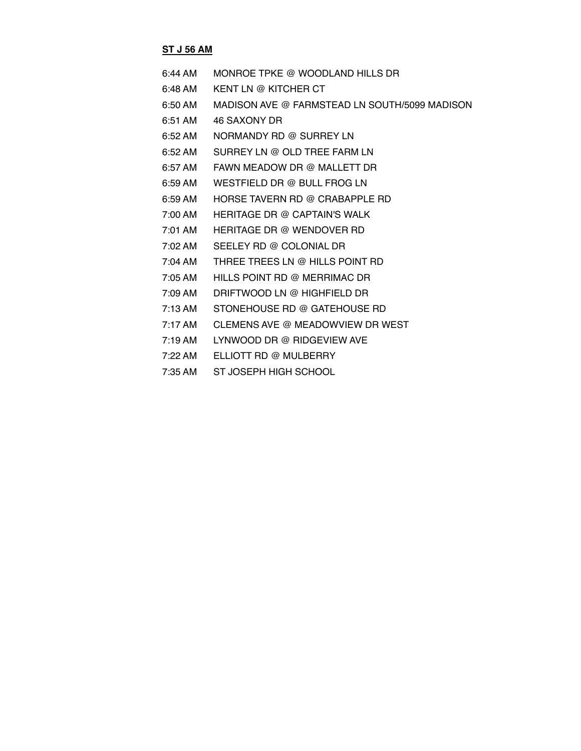**ST J 56 AM**

| | |
|---|---|
| 6:44 AM | MONROE TPKE @ WOODLAND HILLS DR |
| 6:48 AM | KENT LN @ KITCHER CT |
| 6:50 AM | MADISON AVE @ FARMSTEAD LN SOUTH/5099 MADISON |
| 6:51 AM | 46 SAXONY DR |
| 6:52 AM | NORMANDY RD @ SURREY LN |
| 6:52 AM | SURREY LN @ OLD TREE FARM LN |
| 6:57 AM | FAWN MEADOW DR @ MALLETT DR |
| 6:59 AM | WESTFIELD DR @ BULL FROG LN |
| 6:59 AM | HORSE TAVERN RD @ CRABAPPLE RD |
| 7:00 AM | HERITAGE DR @ CAPTAIN'S WALK |
| 7:01 AM | HERITAGE DR @ WENDOVER RD |
| 7:02 AM | SEELEY RD @ COLONIAL DR |
| 7:04 AM | THREE TREES LN @ HILLS POINT RD |
| 7:05 AM | HILLS POINT RD @ MERRIMAC DR |
| 7:09 AM | DRIFTWOOD LN @ HIGHFIELD DR |
| 7:13 AM | STONEHOUSE RD @ GATEHOUSE RD |
| 7:17 AM | CLEMENS AVE @ MEADOWVIEW DR WEST |
| 7:19 AM | LYNWOOD DR @ RIDGEVIEW AVE |
| 7:22 AM | ELLIOTT RD @ MULBERRY |
| 7:35 AM | ST JOSEPH HIGH SCHOOL |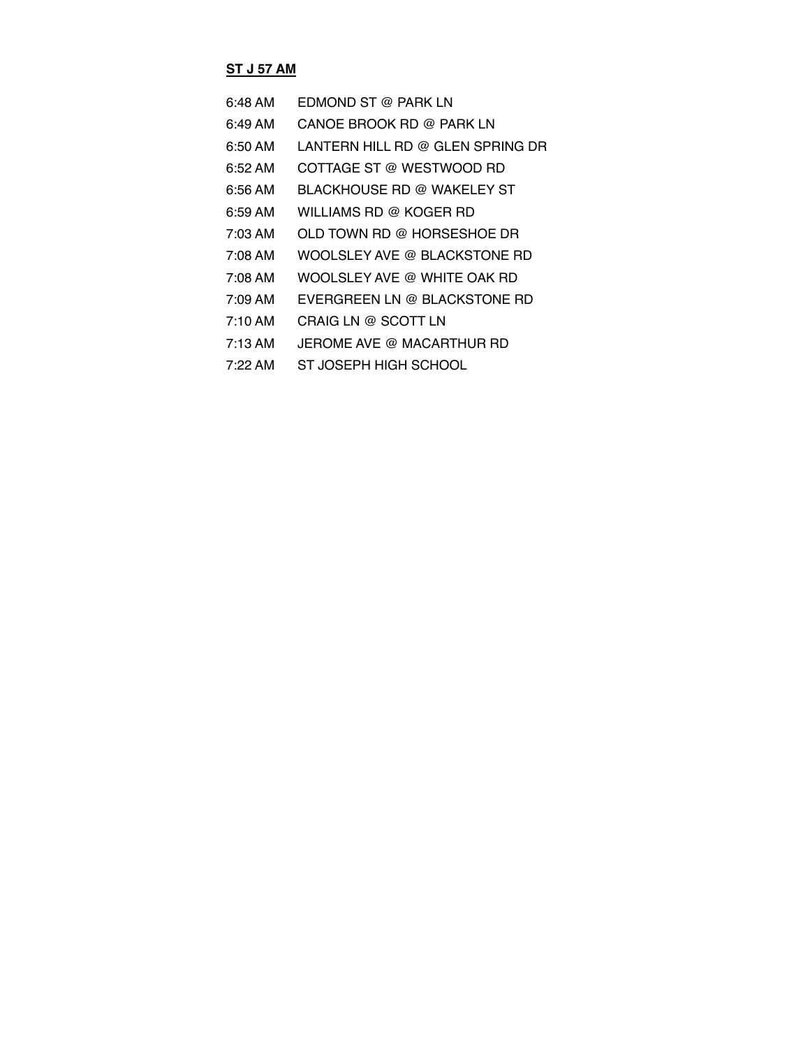**ST J 57 AM**

| | |
|---|---|
| 6:48 AM | EDMOND ST @ PARK LN |
| 6:49 AM | CANOE BROOK RD @ PARK LN |
| 6:50 AM | LANTERN HILL RD @ GLEN SPRING DR |
| 6:52 AM | COTTAGE ST @ WESTWOOD RD |
| 6:56 AM | BLACKHOUSE RD @ WAKELEY ST |
| 6:59 AM | WILLIAMS RD @ KOGER RD |
| 7:03 AM | OLD TOWN RD @ HORSESHOE DR |
| 7:08 AM | WOOLSLEY AVE @ BLACKSTONE RD |
| 7:08 AM | WOOLSLEY AVE @ WHITE OAK RD |
| 7:09 AM | EVERGREEN LN @ BLACKSTONE RD |
| 7:10 AM | CRAIG LN @ SCOTT LN |
| 7:13 AM | JEROME AVE @ MACARTHUR RD |
| 7:22 AM | ST JOSEPH HIGH SCHOOL |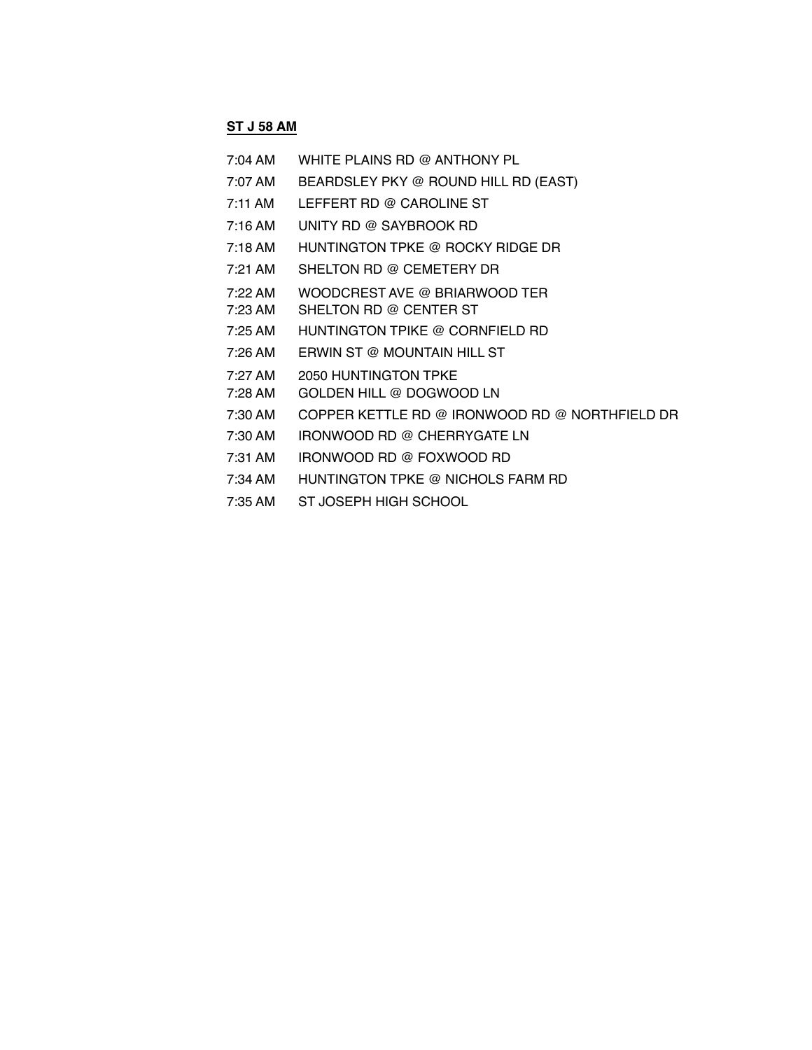**ST J 58 AM**

| | |
|---|---|
| 7:04 AM | WHITE PLAINS RD @ ANTHONY PL |
| 7:07 AM | BEARDSLEY PKY @ ROUND HILL RD (EAST) |
| 7:11 AM | LEFFERT RD @ CAROLINE ST |
| 7:16 AM | UNITY RD @ SAYBROOK RD |
| 7:18 AM | HUNTINGTON TPKE @ ROCKY RIDGE DR |
| 7:21 AM | SHELTON RD @ CEMETERY DR |
| 7:22 AM | WOODCREST AVE @ BRIARWOOD TER |
| 7:23 AM | SHELTON RD @ CENTER ST |
| 7:25 AM | HUNTINGTON TPIKE @ CORNFIELD RD |
| 7:26 AM | ERWIN ST @ MOUNTAIN HILL ST |
| 7:27 AM | 2050 HUNTINGTON TPKE |
| 7:28 AM | GOLDEN HILL @ DOGWOOD LN |
| 7:30 AM | COPPER KETTLE RD @ IRONWOOD RD @ NORTHFIELD DR |
| 7:30 AM | IRONWOOD RD @ CHERRYGATE LN |
| 7:31 AM | IRONWOOD RD @ FOXWOOD RD |
| 7:34 AM | HUNTINGTON TPKE @ NICHOLS FARM RD |
| 7:35 AM | ST JOSEPH HIGH SCHOOL |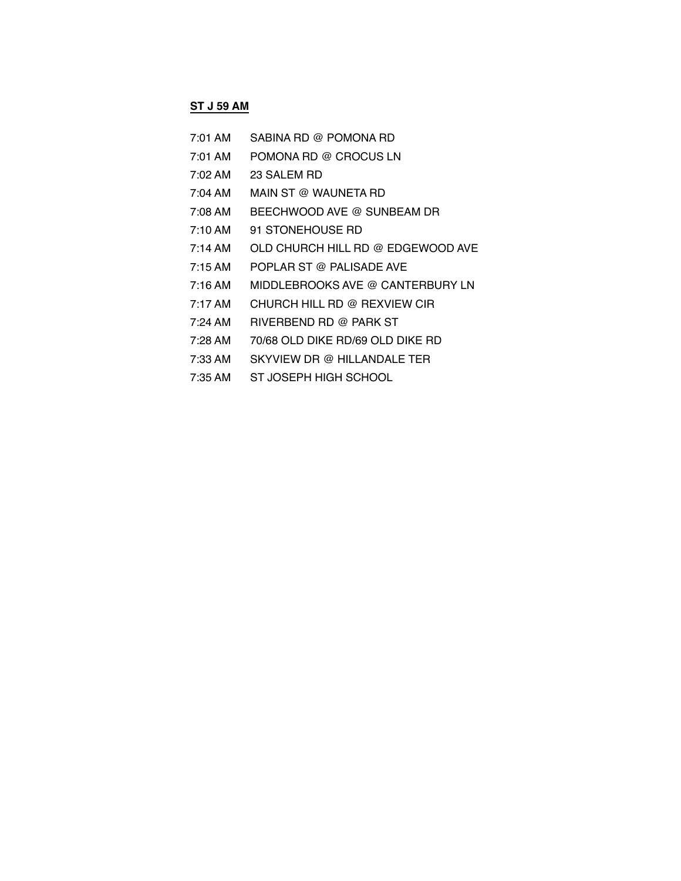**ST J 59 AM**

| | |
|---|---|
| 7:01 AM | SABINA RD @ POMONA RD |
| 7:01 AM | POMONA RD @ CROCUS LN |
| 7:02 AM | 23 SALEM RD |
| 7:04 AM | MAIN ST @ WAUNETA RD |
| 7:08 AM | BEECHWOOD AVE @ SUNBEAM DR |
| 7:10 AM | 91 STONEHOUSE RD |
| 7:14 AM | OLD CHURCH HILL RD @ EDGEWOOD AVE |
| 7:15 AM | POPLAR ST @ PALISADE AVE |
| 7:16 AM | MIDDLEBROOKS AVE @ CANTERBURY LN |
| 7:17 AM | CHURCH HILL RD @ REXVIEW CIR |
| 7:24 AM | RIVERBEND RD @ PARK ST |
| 7:28 AM | 70/68 OLD DIKE RD/69 OLD DIKE RD |
| 7:33 AM | SKYVIEW DR @ HILLANDALE TER |
| 7:35 AM | ST JOSEPH HIGH SCHOOL |